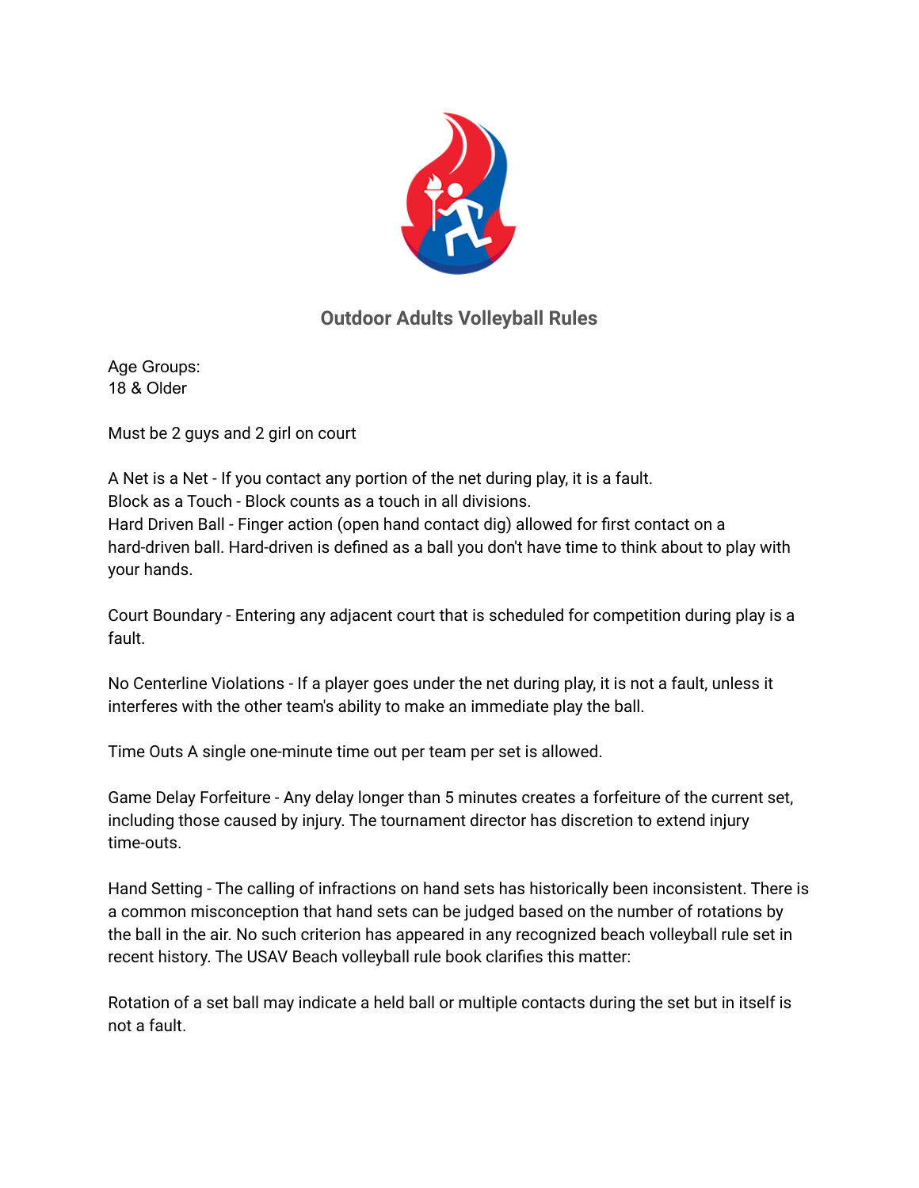## Outdoor Adults Volleyball Rules

Age Groups:
18 & Older

Must be 2 guys and 2 girl on court

A Net is a Net - If you contact any portion of the net during play, it is a fault.
Block as a Touch - Block counts as a touch in all divisions.
Hard Driven Ball - Finger action (open hand contact dig) allowed for first contact on a hard-driven ball. Hard-driven is defined as a ball you don't have time to think about to play with your hands.

Court Boundary - Entering any adjacent court that is scheduled for competition during play is a fault.

No Centerline Violations - If a player goes under the net during play, it is not a fault, unless it interferes with the other team's ability to make an immediate play the ball.

Time Outs A single one-minute time out per team per set is allowed.

Game Delay Forfeiture - Any delay longer than 5 minutes creates a forfeiture of the current set, including those caused by injury. The tournament director has discretion to extend injury time-outs.

Hand Setting - The calling of infractions on hand sets has historically been inconsistent. There is a common misconception that hand sets can be judged based on the number of rotations by the ball in the air. No such criterion has appeared in any recognized beach volleyball rule set in recent history. The USAV Beach volleyball rule book clarifies this matter:

Rotation of a set ball may indicate a held ball or multiple contacts during the set but in itself is not a fault.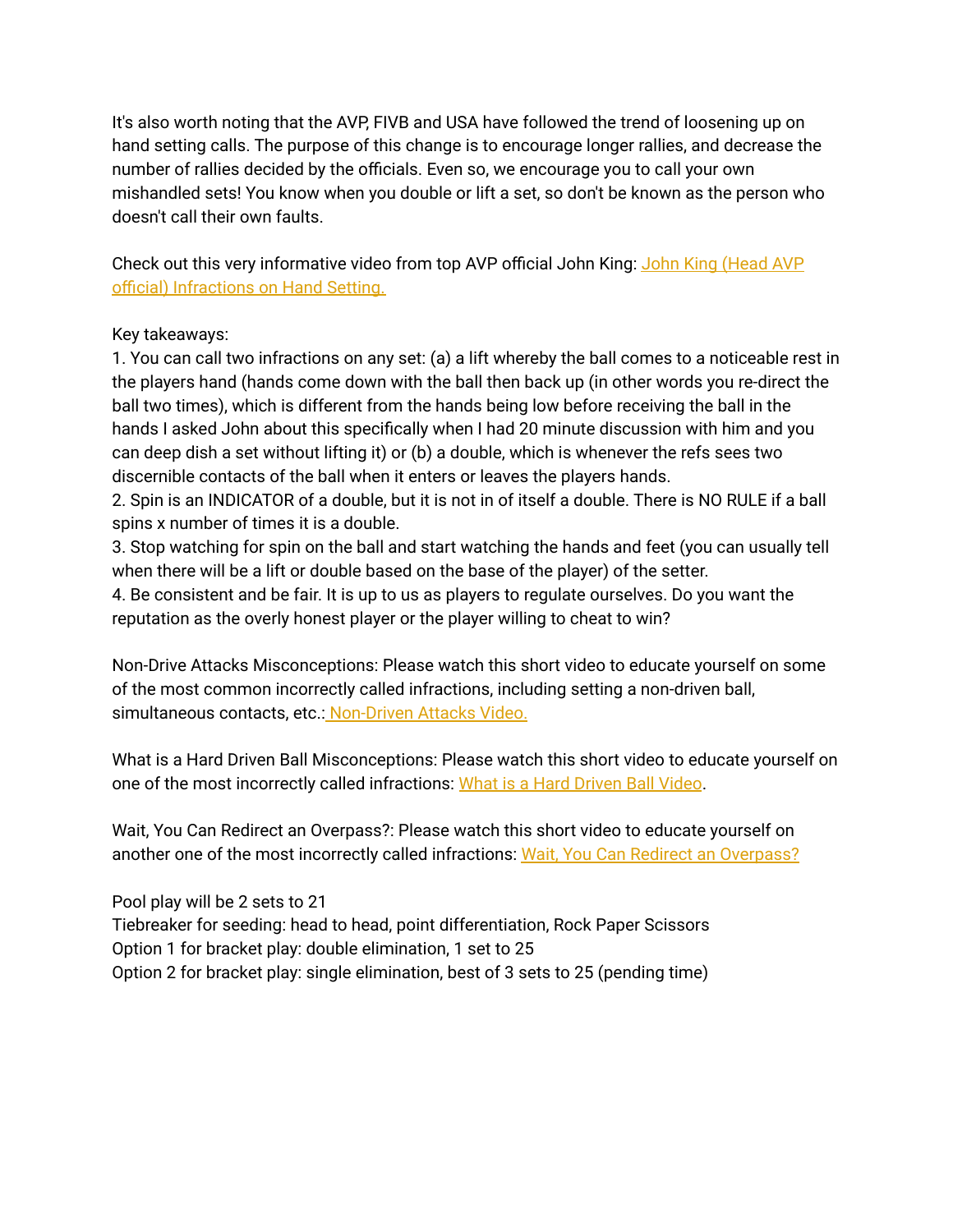It's also worth noting that the AVP, FIVB and USA have followed the trend of loosening up on hand setting calls. The purpose of this change is to encourage longer rallies, and decrease the number of rallies decided by the officials. Even so, we encourage you to call your own mishandled sets! You know when you double or lift a set, so don't be known as the person who doesn't call their own faults.

Check out this very informative video from top AVP official John King: [John King (Head AVP official) Infractions on Hand Setting.]()

Key takeaways:

1. You can call two infractions on any set: (a) a lift whereby the ball comes to a noticeable rest in the players hand (hands come down with the ball then back up (in other words you re-direct the ball two times), which is different from the hands being low before receiving the ball in the hands I asked John about this specifically when I had 20 minute discussion with him and you can deep dish a set without lifting it) or (b) a double, which is whenever the refs sees two discernible contacts of the ball when it enters or leaves the players hands.
2. Spin is an INDICATOR of a double, but it is not in of itself a double. There is NO RULE if a ball spins x number of times it is a double.
3. Stop watching for spin on the ball and start watching the hands and feet (you can usually tell when there will be a lift or double based on the base of the player) of the setter.
4. Be consistent and be fair. It is up to us as players to regulate ourselves. Do you want the reputation as the overly honest player or the player willing to cheat to win?

Non-Drive Attacks Misconceptions: Please watch this short video to educate yourself on some of the most common incorrectly called infractions, including setting a non-driven ball, simultaneous contacts, etc.: [Non-Driven Attacks Video.]()

What is a Hard Driven Ball Misconceptions: Please watch this short video to educate yourself on one of the most incorrectly called infractions: [What is a Hard Driven Ball Video]().

Wait, You Can Redirect an Overpass?: Please watch this short video to educate yourself on another one of the most incorrectly called infractions: [Wait, You Can Redirect an Overpass?]()

Pool play will be 2 sets to 21

Tiebreaker for seeding: head to head, point differentiation, Rock Paper Scissors

Option 1 for bracket play: double elimination, 1 set to 25

Option 2 for bracket play: single elimination, best of 3 sets to 25 (pending time)